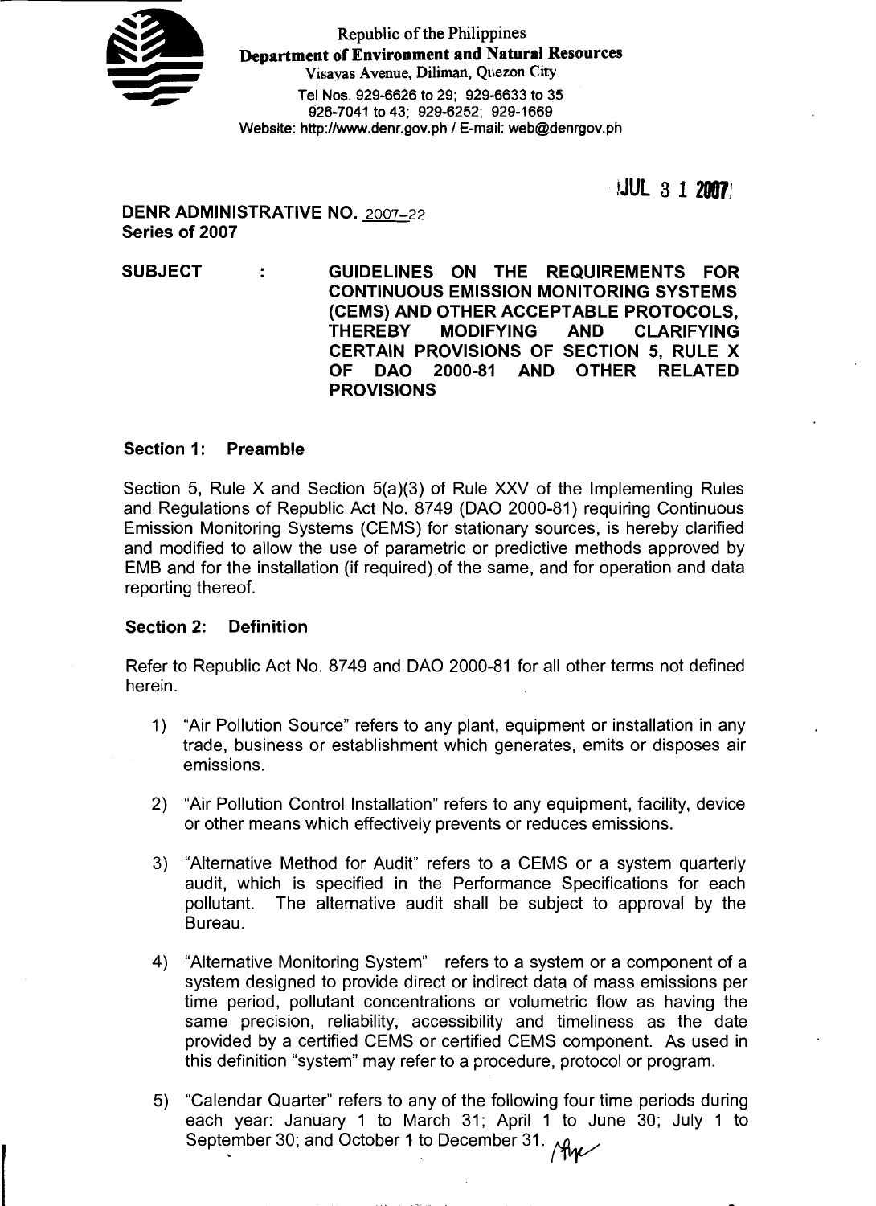Republic of the Philippines
**Department of Environment and Natural Resources**
Visayas Avenue, Diliman, Quezon City
Tel Nos. 929-6626 to 29; 929-6633 to 35
926-7041 to 43; 929-6252; 929-1669
Website: http://www.denr.gov.ph / E-mail: web@denrgov.ph

JUL 3 1 2007

**DENR ADMINISTRATIVE NO. 2007-22**
**Series of 2007**

**SUBJECT : GUIDELINES ON THE REQUIREMENTS FOR CONTINUOUS EMISSION MONITORING SYSTEMS (CEMS) AND OTHER ACCEPTABLE PROTOCOLS, THEREBY MODIFYING AND CLARIFYING CERTAIN PROVISIONS OF SECTION 5, RULE X OF DAO 2000-81 AND OTHER RELATED PROVISIONS**

## Section 1: Preamble

Section 5, Rule X and Section 5(a)(3) of Rule XXV of the Implementing Rules and Regulations of Republic Act No. 8749 (DAO 2000-81) requiring Continuous Emission Monitoring Systems (CEMS) for stationary sources, is hereby clarified and modified to allow the use of parametric or predictive methods approved by EMB and for the installation (if required) of the same, and for operation and data reporting thereof.

## Section 2: Definition

Refer to Republic Act No. 8749 and DAO 2000-81 for all other terms not defined herein.

1) "Air Pollution Source" refers to any plant, equipment or installation in any trade, business or establishment which generates, emits or disposes air emissions.

2) "Air Pollution Control Installation" refers to any equipment, facility, device or other means which effectively prevents or reduces emissions.

3) "Alternative Method for Audit" refers to a CEMS or a system quarterly audit, which is specified in the Performance Specifications for each pollutant. The alternative audit shall be subject to approval by the Bureau.

4) "Alternative Monitoring System" refers to a system or a component of a system designed to provide direct or indirect data of mass emissions per time period, pollutant concentrations or volumetric flow as having the same precision, reliability, accessibility and timeliness as the date provided by a certified CEMS or certified CEMS component. As used in this definition "system" may refer to a procedure, protocol or program.

5) "Calendar Quarter" refers to any of the following four time periods during each year: January 1 to March 31; April 1 to June 30; July 1 to September 30; and October 1 to December 31.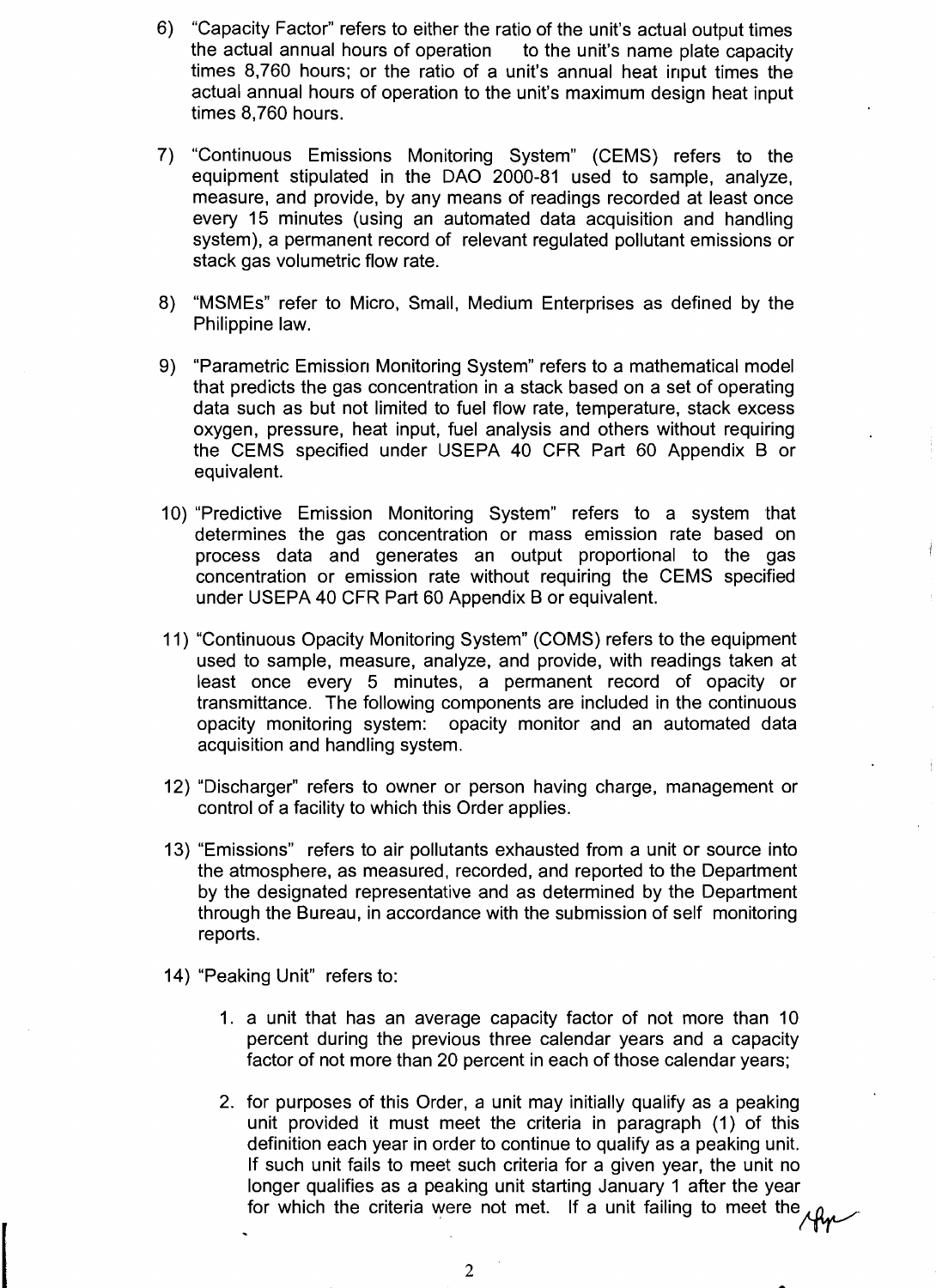6) "Capacity Factor" refers to either the ratio of the unit's actual output times the actual annual hours of operation to the unit's name plate capacity times 8,760 hours; or the ratio of a unit's annual heat input times the actual annual hours of operation to the unit's maximum design heat input times 8,760 hours.

7) "Continuous Emissions Monitoring System" (CEMS) refers to the equipment stipulated in the DAO 2000-81 used to sample, analyze, measure, and provide, by any means of readings recorded at least once every 15 minutes (using an automated data acquisition and handling system), a permanent record of relevant regulated pollutant emissions or stack gas volumetric flow rate.

8) "MSMEs" refer to Micro, Small, Medium Enterprises as defined by the Philippine law.

9) "Parametric Emission Monitoring System" refers to a mathematical model that predicts the gas concentration in a stack based on a set of operating data such as but not limited to fuel flow rate, temperature, stack excess oxygen, pressure, heat input, fuel analysis and others without requiring the CEMS specified under USEPA 40 CFR Part 60 Appendix B or equivalent.

10) "Predictive Emission Monitoring System" refers to a system that determines the gas concentration or mass emission rate based on process data and generates an output proportional to the gas concentration or emission rate without requiring the CEMS specified under USEPA 40 CFR Part 60 Appendix B or equivalent.

11) "Continuous Opacity Monitoring System" (COMS) refers to the equipment used to sample, measure, analyze, and provide, with readings taken at least once every 5 minutes, a permanent record of opacity or transmittance. The following components are included in the continuous opacity monitoring system: opacity monitor and an automated data acquisition and handling system.

12) "Discharger" refers to owner or person having charge, management or control of a facility to which this Order applies.

13) "Emissions" refers to air pollutants exhausted from a unit or source into the atmosphere, as measured, recorded, and reported to the Department by the designated representative and as determined by the Department through the Bureau, in accordance with the submission of self monitoring reports.

14) "Peaking Unit" refers to:

    1. a unit that has an average capacity factor of not more than 10 percent during the previous three calendar years and a capacity factor of not more than 20 percent in each of those calendar years;

    2. for purposes of this Order, a unit may initially qualify as a peaking unit provided it must meet the criteria in paragraph (1) of this definition each year in order to continue to qualify as a peaking unit. If such unit fails to meet such criteria for a given year, the unit no longer qualifies as a peaking unit starting January 1 after the year for which the criteria were not met. If a unit failing to meet the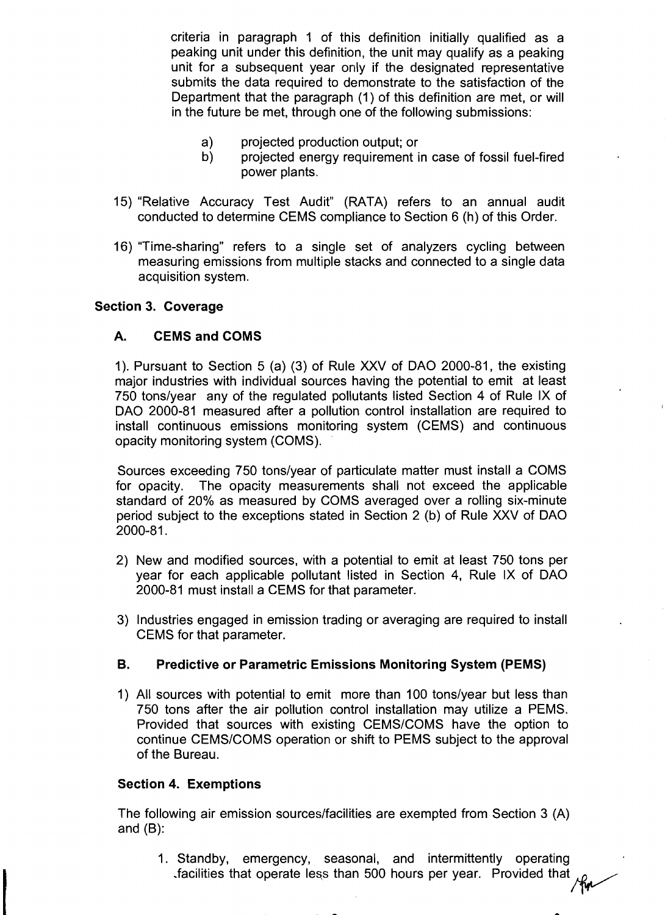criteria in paragraph 1 of this definition initially qualified as a peaking unit under this definition, the unit may qualify as a peaking unit for a subsequent year only if the designated representative submits the data required to demonstrate to the satisfaction of the Department that the paragraph (1) of this definition are met, or will in the future be met, through one of the following submissions:

a) projected production output; or
b) projected energy requirement in case of fossil fuel-fired power plants.

15) "Relative Accuracy Test Audit" (RATA) refers to an annual audit conducted to determine CEMS compliance to Section 6 (h) of this Order.

16) "Time-sharing" refers to a single set of analyzers cycling between measuring emissions from multiple stacks and connected to a single data acquisition system.

**Section 3. Coverage**

**A. CEMS and COMS**

1). Pursuant to Section 5 (a) (3) of Rule XXV of DAO 2000-81, the existing major industries with individual sources having the potential to emit at least 750 tons/year any of the regulated pollutants listed Section 4 of Rule IX of DAO 2000-81 measured after a pollution control installation are required to install continuous emissions monitoring system (CEMS) and continuous opacity monitoring system (COMS).

Sources exceeding 750 tons/year of particulate matter must install a COMS for opacity. The opacity measurements shall not exceed the applicable standard of 20% as measured by COMS averaged over a rolling six-minute period subject to the exceptions stated in Section 2 (b) of Rule XXV of DAO 2000-81.

2) New and modified sources, with a potential to emit at least 750 tons per year for each applicable pollutant listed in Section 4, Rule IX of DAO 2000-81 must install a CEMS for that parameter.

3) Industries engaged in emission trading or averaging are required to install CEMS for that parameter.

**B. Predictive or Parametric Emissions Monitoring System (PEMS)**

1) All sources with potential to emit more than 100 tons/year but less than 750 tons after the air pollution control installation may utilize a PEMS. Provided that sources with existing CEMS/COMS have the option to continue CEMS/COMS operation or shift to PEMS subject to the approval of the Bureau.

**Section 4. Exemptions**

The following air emission sources/facilities are exempted from Section 3 (A) and (B):

1. Standby, emergency, seasonal, and intermittently operating facilities that operate less than 500 hours per year. Provided that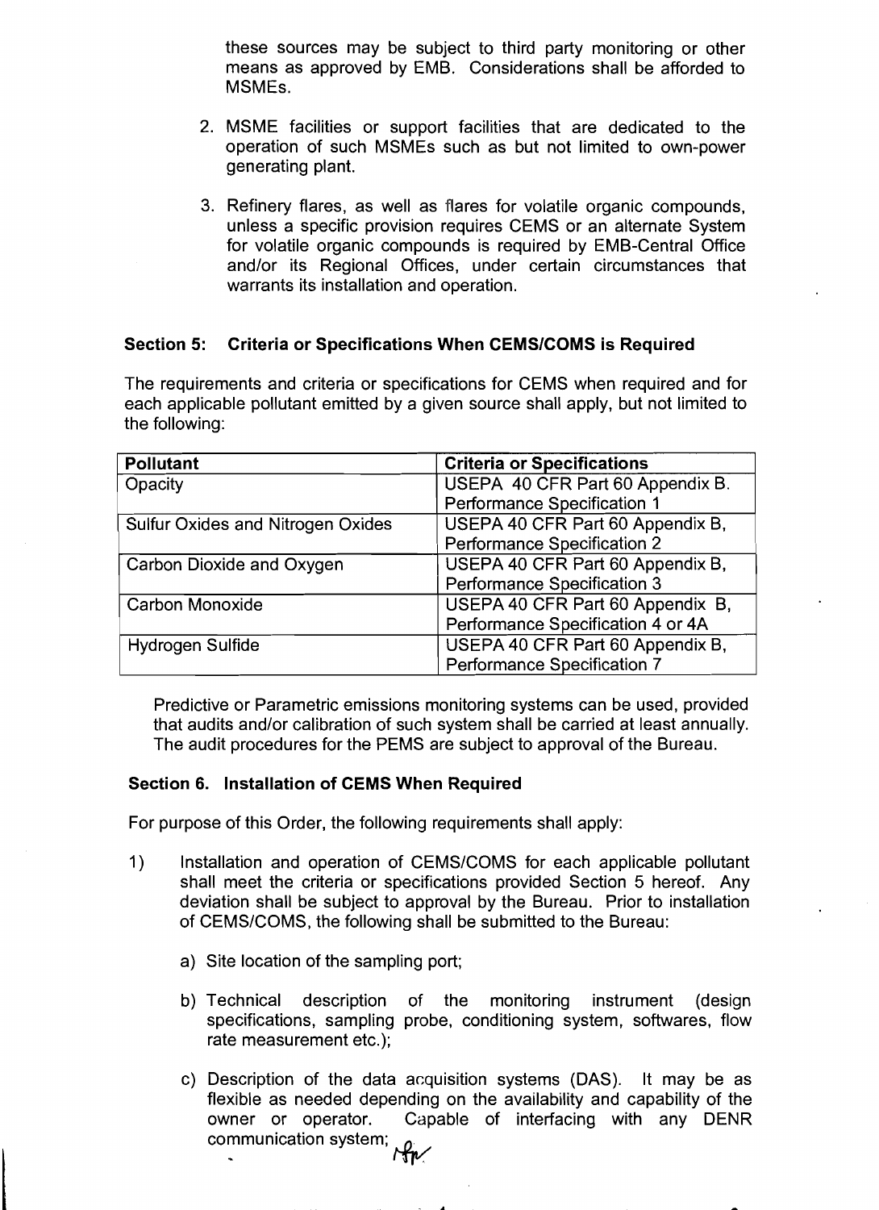these sources may be subject to third party monitoring or other means as approved by EMB. Considerations shall be afforded to MSMEs.

2. MSME facilities or support facilities that are dedicated to the operation of such MSMEs such as but not limited to own-power generating plant.

3. Refinery flares, as well as flares for volatile organic compounds, unless a specific provision requires CEMS or an alternate System for volatile organic compounds is required by EMB-Central Office and/or its Regional Offices, under certain circumstances that warrants its installation and operation.

### Section 5: Criteria or Specifications When CEMS/COMS is Required

The requirements and criteria or specifications for CEMS when required and for each applicable pollutant emitted by a given source shall apply, but not limited to the following:

| Pollutant | Criteria or Specifications |
|---|---|
| Opacity | USEPA 40 CFR Part 60 Appendix B. Performance Specification 1 |
| Sulfur Oxides and Nitrogen Oxides | USEPA 40 CFR Part 60 Appendix B, Performance Specification 2 |
| Carbon Dioxide and Oxygen | USEPA 40 CFR Part 60 Appendix B, Performance Specification 3 |
| Carbon Monoxide | USEPA 40 CFR Part 60 Appendix B, Performance Specification 4 or 4A |
| Hydrogen Sulfide | USEPA 40 CFR Part 60 Appendix B, Performance Specification 7 |

Predictive or Parametric emissions monitoring systems can be used, provided that audits and/or calibration of such system shall be carried at least annually. The audit procedures for the PEMS are subject to approval of the Bureau.

### Section 6. Installation of CEMS When Required

For purpose of this Order, the following requirements shall apply:

1) Installation and operation of CEMS/COMS for each applicable pollutant shall meet the criteria or specifications provided Section 5 hereof. Any deviation shall be subject to approval by the Bureau. Prior to installation of CEMS/COMS, the following shall be submitted to the Bureau:

   a) Site location of the sampling port;

   b) Technical description of the monitoring instrument (design specifications, sampling probe, conditioning system, softwares, flow rate measurement etc.);

   c) Description of the data acquisition systems (DAS). It may be as flexible as needed depending on the availability and capability of the owner or operator. Capable of interfacing with any DENR communication system;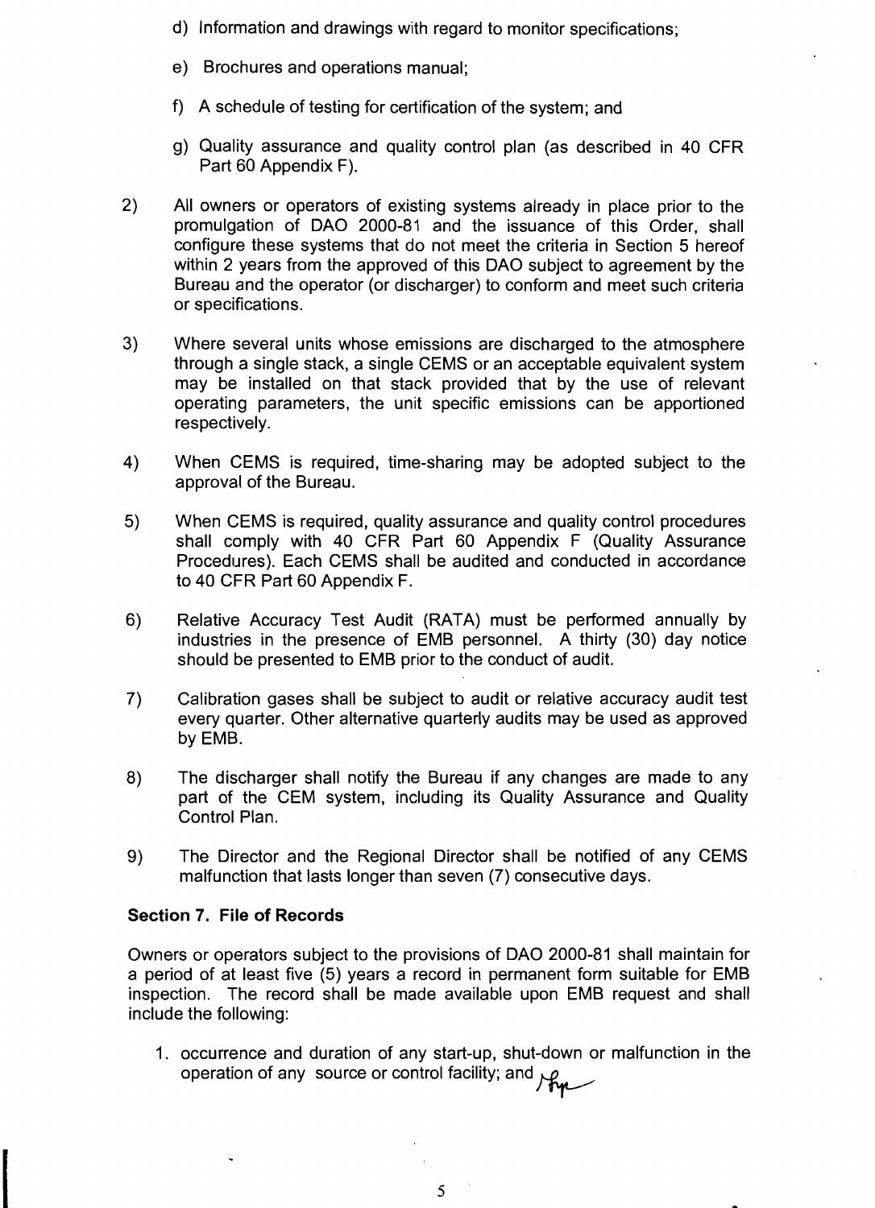d) Information and drawings with regard to monitor specifications;

e) Brochures and operations manual;

f) A schedule of testing for certification of the system; and

g) Quality assurance and quality control plan (as described in 40 CFR Part 60 Appendix F).

2) All owners or operators of existing systems already in place prior to the promulgation of DAO 2000-81 and the issuance of this Order, shall configure these systems that do not meet the criteria in Section 5 hereof within 2 years from the approved of this DAO subject to agreement by the Bureau and the operator (or discharger) to conform and meet such criteria or specifications.

3) Where several units whose emissions are discharged to the atmosphere through a single stack, a single CEMS or an acceptable equivalent system may be installed on that stack provided that by the use of relevant operating parameters, the unit specific emissions can be apportioned respectively.

4) When CEMS is required, time-sharing may be adopted subject to the approval of the Bureau.

5) When CEMS is required, quality assurance and quality control procedures shall comply with 40 CFR Part 60 Appendix F (Quality Assurance Procedures). Each CEMS shall be audited and conducted in accordance to 40 CFR Part 60 Appendix F.

6) Relative Accuracy Test Audit (RATA) must be performed annually by industries in the presence of EMB personnel. A thirty (30) day notice should be presented to EMB prior to the conduct of audit.

7) Calibration gases shall be subject to audit or relative accuracy audit test every quarter. Other alternative quarterly audits may be used as approved by EMB.

8) The discharger shall notify the Bureau if any changes are made to any part of the CEM system, including its Quality Assurance and Quality Control Plan.

9) The Director and the Regional Director shall be notified of any CEMS malfunction that lasts longer than seven (7) consecutive days.

**Section 7. File of Records**

Owners or operators subject to the provisions of DAO 2000-81 shall maintain for a period of at least five (5) years a record in permanent form suitable for EMB inspection. The record shall be made available upon EMB request and shall include the following:

1. occurrence and duration of any start-up, shut-down or malfunction in the operation of any source or control facility; and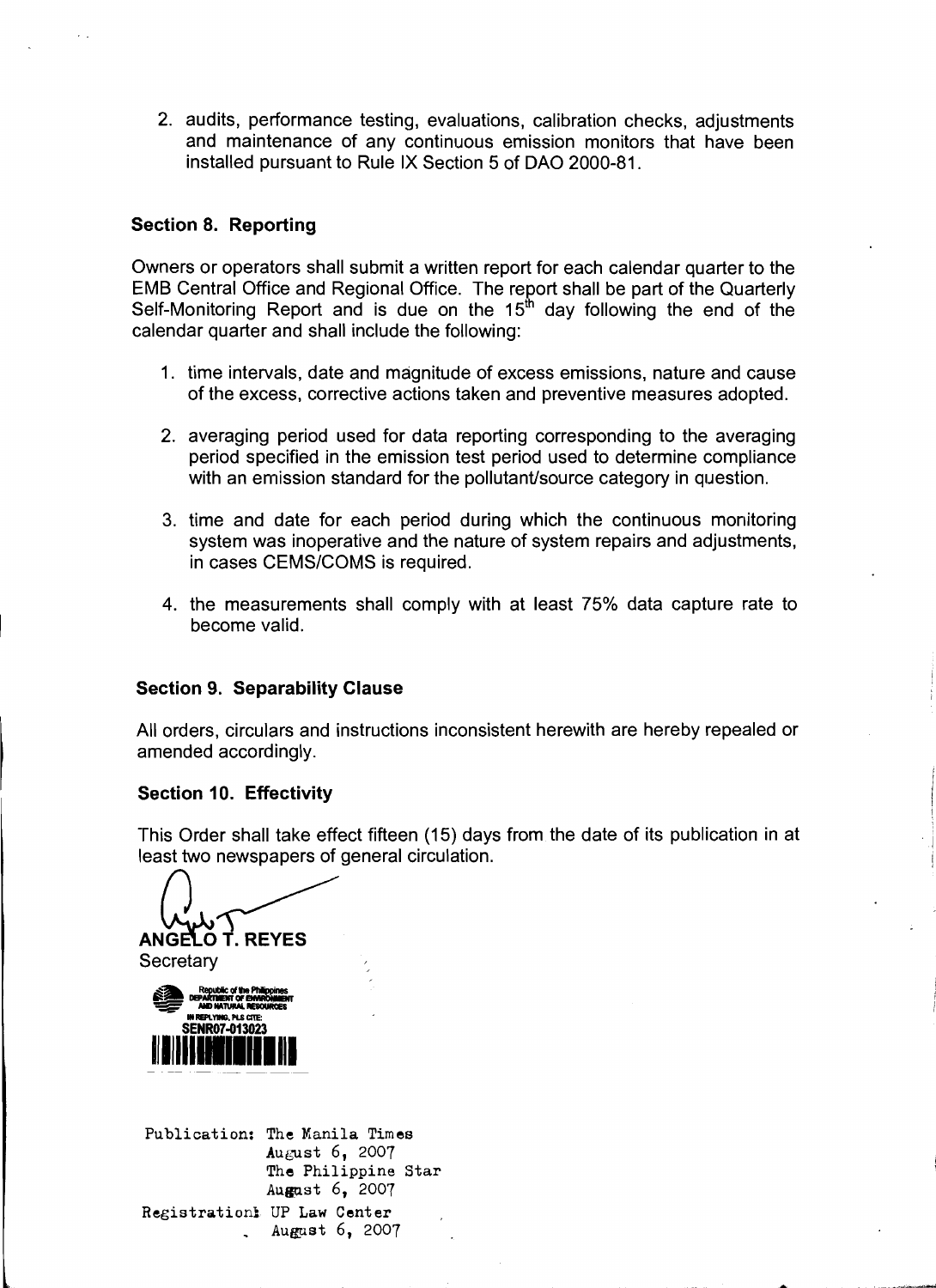2. audits, performance testing, evaluations, calibration checks, adjustments and maintenance of any continuous emission monitors that have been installed pursuant to Rule IX Section 5 of DAO 2000-81.

### Section 8. Reporting

Owners or operators shall submit a written report for each calendar quarter to the EMB Central Office and Regional Office. The report shall be part of the Quarterly Self-Monitoring Report and is due on the 15th day following the end of the calendar quarter and shall include the following:

1. time intervals, date and magnitude of excess emissions, nature and cause of the excess, corrective actions taken and preventive measures adopted.

2. averaging period used for data reporting corresponding to the averaging period specified in the emission test period used to determine compliance with an emission standard for the pollutant/source category in question.

3. time and date for each period during which the continuous monitoring system was inoperative and the nature of system repairs and adjustments, in cases CEMS/COMS is required.

4. the measurements shall comply with at least 75% data capture rate to become valid.

### Section 9. Separability Clause

All orders, circulars and instructions inconsistent herewith are hereby repealed or amended accordingly.

### Section 10. Effectivity

This Order shall take effect fifteen (15) days from the date of its publication in at least two newspapers of general circulation.

**ANGELO T. REYES**
Secretary

Republic of the Philippines
DEPARTMENT OF ENVIRONMENT AND NATURAL RESOURCES
IN REPLYING, PLS CITE:
SENR07-013023

Publication: The Manila Times
August 6, 2007
The Philippine Star
August 6, 2007

Registration: UP Law Center
August 6, 2007